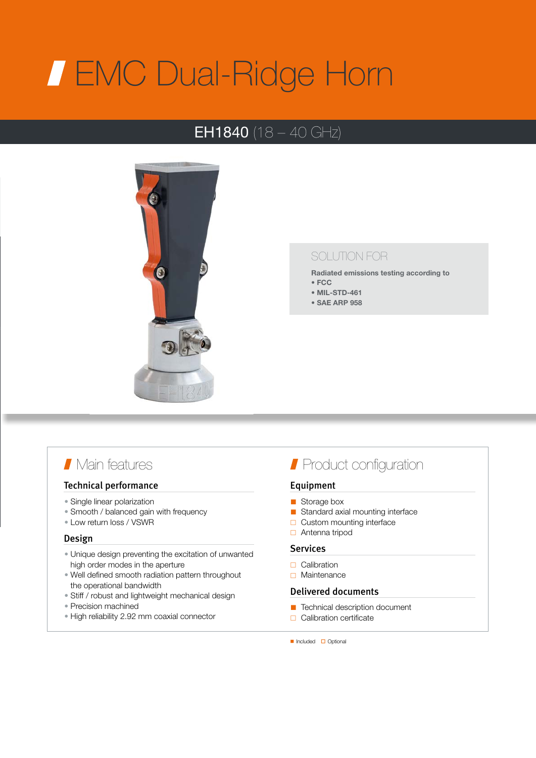# EMC Dual-Ridge Horn

## EH1840 (18 – 40 GHz)

**SOLUTION FOR**

**Radiated emissions testing according to**
- **FCC**
- **MIL-STD-461**
- **SAE ARP 958**

## Main features

### Technical performance

- Single linear polarization
- Smooth / balanced gain with frequency
- Low return loss / VSWR

### Design

- Unique design preventing the excitation of unwanted high order modes in the aperture
- Well defined smooth radiation pattern throughout the operational bandwidth
- Stiff / robust and lightweight mechanical design
- Precision machined
- High reliability 2.92 mm coaxial connector

## Product configuration

### Equipment

- ■ Storage box
- ■ Standard axial mounting interface
- □ Custom mounting interface
- □ Antenna tripod

### Services

- □ Calibration
- □ Maintenance

### Delivered documents

- ■ Technical description document
- □ Calibration certificate

■ Included □ Optional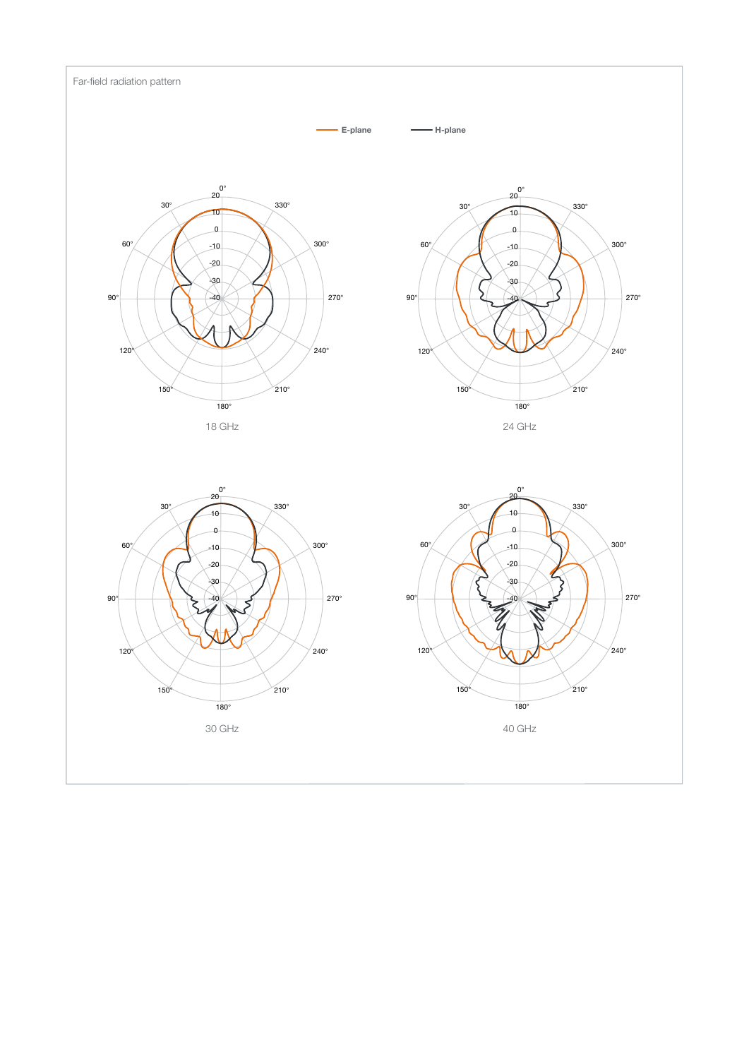Far-field radiation pattern

E-plane H-plane

18 GHz

24 GHz

30 GHz

40 GHz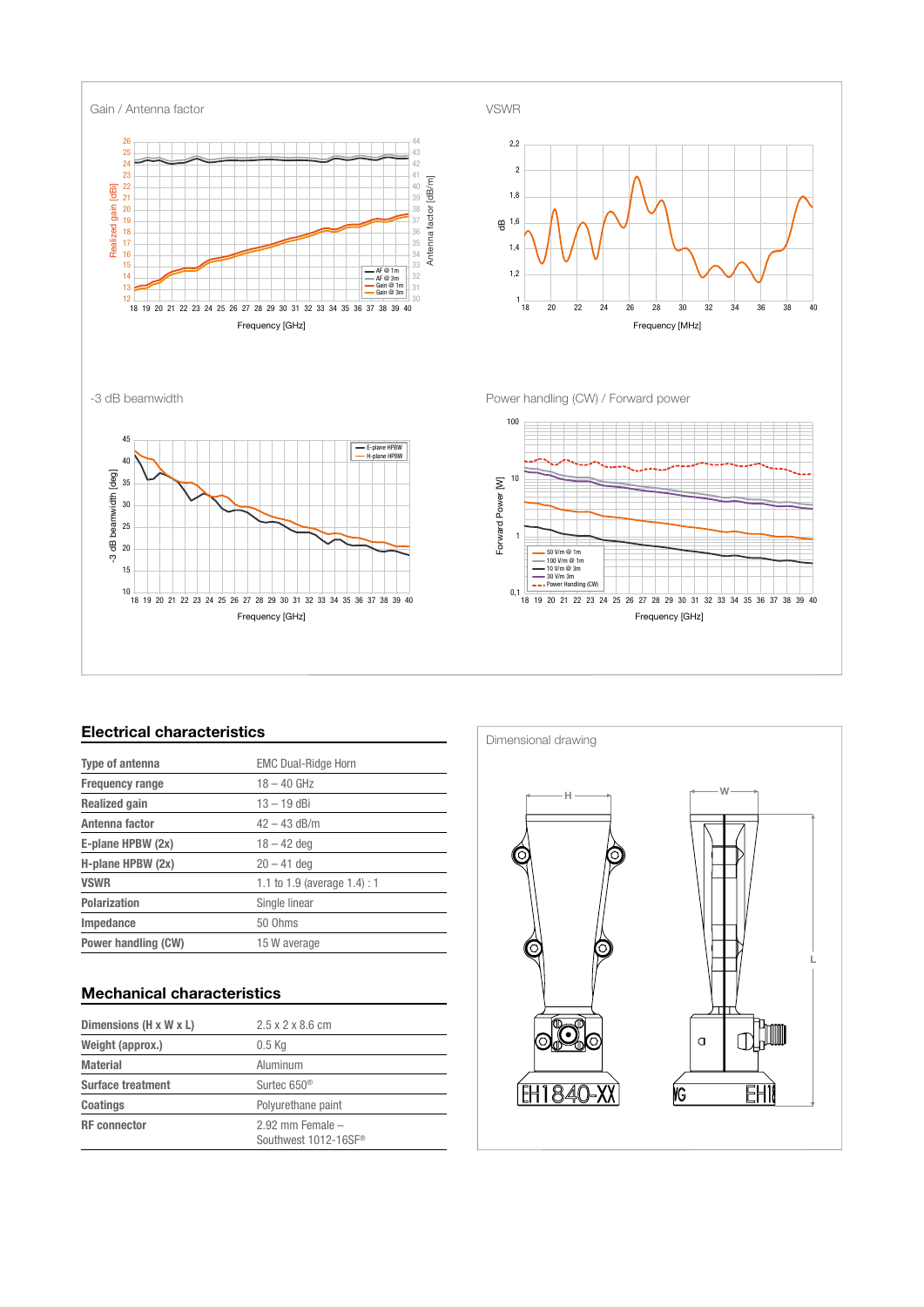Gain / Antenna factor

VSWR

-3 dB beamwidth

Power handling (CW) / Forward power

## Electrical characteristics

| | |
|---|---|
| Type of antenna | EMC Dual-Ridge Horn |
| Frequency range | 18 – 40 GHz |
| Realized gain | 13 – 19 dBi |
| Antenna factor | 42 – 43 dB/m |
| E-plane HPBW (2x) | 18 – 42 deg |
| H-plane HPBW (2x) | 20 – 41 deg |
| VSWR | 1.1 to 1.9 (average 1.4) : 1 |
| Polarization | Single linear |
| Impedance | 50 Ohms |
| Power handling (CW) | 15 W average |

## Mechanical characteristics

| | |
|---|---|
| Dimensions (H x W x L) | 2.5 x 2 x 8.6 cm |
| Weight (approx.) | 0.5 Kg |
| Material | Aluminum |
| Surface treatment | Surtec 650® |
| Coatings | Polyurethane paint |
| RF connector | 2.92 mm Female – Southwest 1012-16SF® |

Dimensional drawing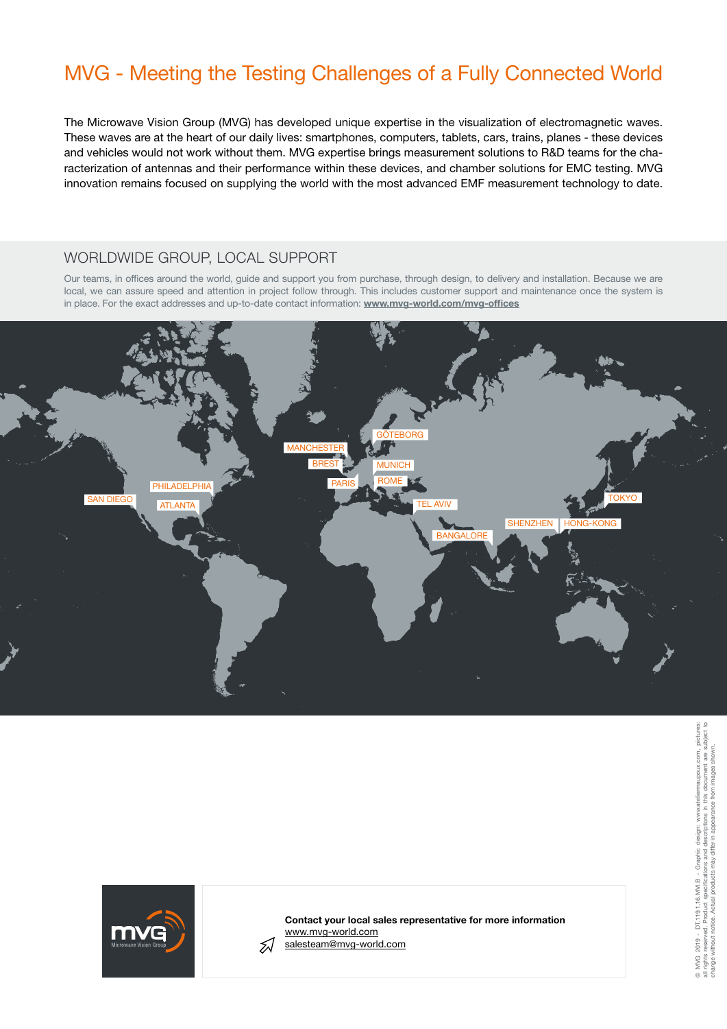# MVG - Meeting the Testing Challenges of a Fully Connected World

The Microwave Vision Group (MVG) has developed unique expertise in the visualization of electromagnetic waves. These waves are at the heart of our daily lives: smartphones, computers, tablets, cars, trains, planes - these devices and vehicles would not work without them. MVG expertise brings measurement solutions to R&D teams for the characterization of antennas and their performance within these devices, and chamber solutions for EMC testing. MVG innovation remains focused on supplying the world with the most advanced EMF measurement technology to date.

## WORLDWIDE GROUP, LOCAL SUPPORT

Our teams, in offices around the world, guide and support you from purchase, through design, to delivery and installation. Because we are local, we can assure speed and attention in project follow through. This includes customer support and maintenance once the system is in place. For the exact addresses and up-to-date contact information: **www.mvg-world.com/mvg-offices**

SAN DIEGO
PHILADELPHIA
ATLANTA
MANCHESTER
BREST
PARIS
GÖTEBORG
MUNICH
ROME
TEL AVIV
BANGALORE
SHENZHEN
HONG-KONG
TOKYO

**Contact your local sales representative for more information**
www.mvg-world.com
salesteam@mvg-world.com

© MVG 2019 - DT.119.1.16.MVI.B - Graphic design: www.ateliermaupoux.com, pictures: all rights reserved. Product specifications and descriptions in this document are subject to change without notice. Actual products may differ in appearance from images shown.